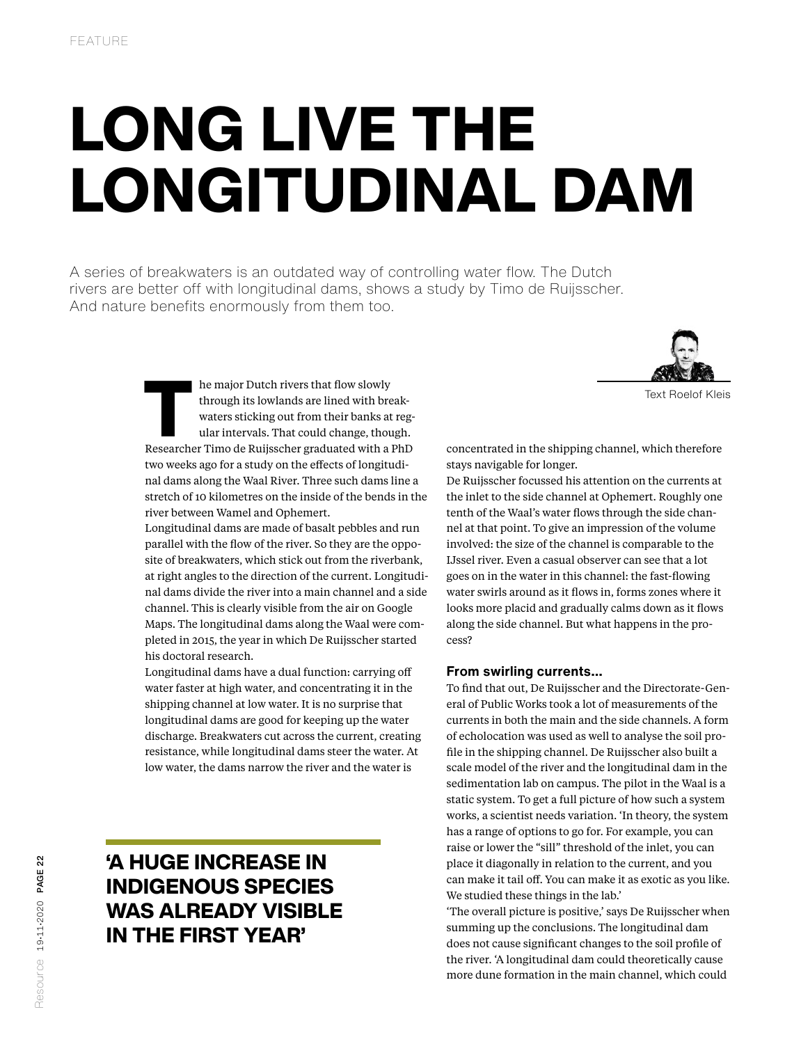# LONG LIVE THE LONGITUDINAL DAM

A series of breakwaters is an outdated way of controlling water flow. The Dutch rivers are better off with longitudinal dams, shows a study by Timo de Ruijsscher. And nature benefits enormously from them too.

Text Roelof Kleis

The major Dutch rivers that flow slowly through its lowlands are lined with breakwaters sticking out from their banks at regular intervals. That could change, though. Researcher Timo de Ruijsscher graduated with a PhD two weeks ago for a study on the effects of longitudinal dams along the Waal River. Three such dams line a stretch of 10 kilometres on the inside of the bends in the river between Wamel and Ophemert.

Longitudinal dams are made of basalt pebbles and run parallel with the flow of the river. So they are the opposite of breakwaters, which stick out from the riverbank, at right angles to the direction of the current. Longitudinal dams divide the river into a main channel and a side channel. This is clearly visible from the air on Google Maps. The longitudinal dams along the Waal were completed in 2015, the year in which De Ruijsscher started his doctoral research.

Longitudinal dams have a dual function: carrying off water faster at high water, and concentrating it in the shipping channel at low water. It is no surprise that longitudinal dams are good for keeping up the water discharge. Breakwaters cut across the current, creating resistance, while longitudinal dams steer the water. At low water, the dams narrow the river and the water is concentrated in the shipping channel, which therefore stays navigable for longer.

> **'A HUGE INCREASE IN INDIGENOUS SPECIES WAS ALREADY VISIBLE IN THE FIRST YEAR'**

De Ruijsscher focussed his attention on the currents at the inlet to the side channel at Ophemert. Roughly one tenth of the Waal's water flows through the side channel at that point. To give an impression of the volume involved: the size of the channel is comparable to the IJssel river. Even a casual observer can see that a lot goes on in the water in this channel: the fast-flowing water swirls around as it flows in, forms zones where it looks more placid and gradually calms down as it flows along the side channel. But what happens in the process?

### From swirling currents...

To find that out, De Ruijsscher and the Directorate-General of Public Works took a lot of measurements of the currents in both the main and the side channels. A form of echolocation was used as well to analyse the soil profile in the shipping channel. De Ruijsscher also built a scale model of the river and the longitudinal dam in the sedimentation lab on campus. The pilot in the Waal is a static system. To get a full picture of how such a system works, a scientist needs variation. 'In theory, the system has a range of options to go for. For example, you can raise or lower the "sill" threshold of the inlet, you can place it diagonally in relation to the current, and you can make it tail off. You can make it as exotic as you like. We studied these things in the lab.'

'The overall picture is positive,' says De Ruijsscher when summing up the conclusions. The longitudinal dam does not cause significant changes to the soil profile of the river. 'A longitudinal dam could theoretically cause more dune formation in the main channel, which could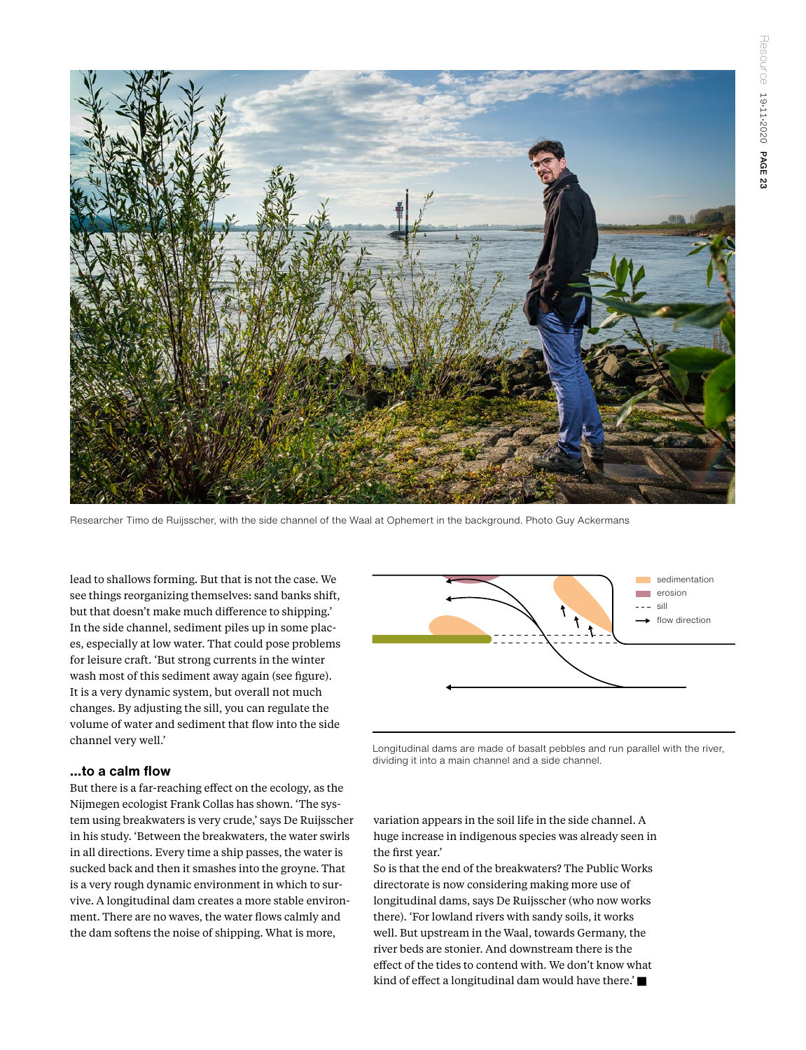Researcher Timo de Ruijsscher, with the side channel of the Waal at Ophemert in the background. Photo Guy Ackermans

lead to shallows forming. But that is not the case. We see things reorganizing themselves: sand banks shift, but that doesn't make much difference to shipping.' In the side channel, sediment piles up in some places, especially at low water. That could pose problems for leisure craft. 'But strong currents in the winter wash most of this sediment away again (see figure). It is a very dynamic system, but overall not much changes. By adjusting the sill, you can regulate the volume of water and sediment that flow into the side channel very well.'

sedimentation
erosion
sill
flow direction

Longitudinal dams are made of basalt pebbles and run parallel with the river, dividing it into a main channel and a side channel.

### ...to a calm flow

But there is a far-reaching effect on the ecology, as the Nijmegen ecologist Frank Collas has shown. 'The system using breakwaters is very crude,' says De Ruijsscher in his study. 'Between the breakwaters, the water swirls in all directions. Every time a ship passes, the water is sucked back and then it smashes into the groyne. That is a very rough dynamic environment in which to survive. A longitudinal dam creates a more stable environment. There are no waves, the water flows calmly and the dam softens the noise of shipping. What is more, variation appears in the soil life in the side channel. A huge increase in indigenous species was already seen in the first year.'

So is that the end of the breakwaters? The Public Works directorate is now considering making more use of longitudinal dams, says De Ruijsscher (who now works there). 'For lowland rivers with sandy soils, it works well. But upstream in the Waal, towards Germany, the river beds are stonier. And downstream there is the effect of the tides to contend with. We don't know what kind of effect a longitudinal dam would have there.' ■